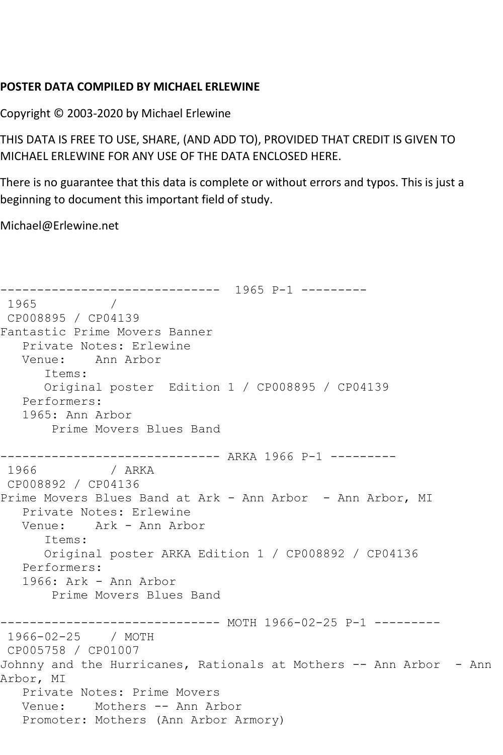**POSTER DATA COMPILED BY MICHAEL ERLEWINE**

Copyright © 2003-2020 by Michael Erlewine

THIS DATA IS FREE TO USE, SHARE, (AND ADD TO), PROVIDED THAT CREDIT IS GIVEN TO MICHAEL ERLEWINE FOR ANY USE OF THE DATA ENCLOSED HERE.

There is no guarantee that this data is complete or without errors and typos. This is just a beginning to document this important field of study.

Michael@Erlewine.net

```
------------------------------  1965 P-1 ---------
 1965          / 
 CP008895 / CP04139
Fantastic Prime Movers Banner
   Private Notes: Erlewine
   Venue:    Ann Arbor
      Items:
      Original poster  Edition 1 / CP008895 / CP04139
   Performers:
   1965: Ann Arbor
       Prime Movers Blues Band

------------------------------ ARKA 1966 P-1 ---------
 1966          / ARKA
 CP008892 / CP04136
Prime Movers Blues Band at Ark - Ann Arbor  - Ann Arbor, MI
   Private Notes: Erlewine
   Venue:    Ark - Ann Arbor
      Items:
      Original poster ARKA Edition 1 / CP008892 / CP04136
   Performers:
   1966: Ark - Ann Arbor
       Prime Movers Blues Band

------------------------------ MOTH 1966-02-25 P-1 ---------
 1966-02-25    / MOTH
 CP005758 / CP01007
Johnny and the Hurricanes, Rationals at Mothers -- Ann Arbor  - Ann
Arbor, MI
   Private Notes: Prime Movers
   Venue:    Mothers -- Ann Arbor
   Promoter: Mothers (Ann Arbor Armory)
```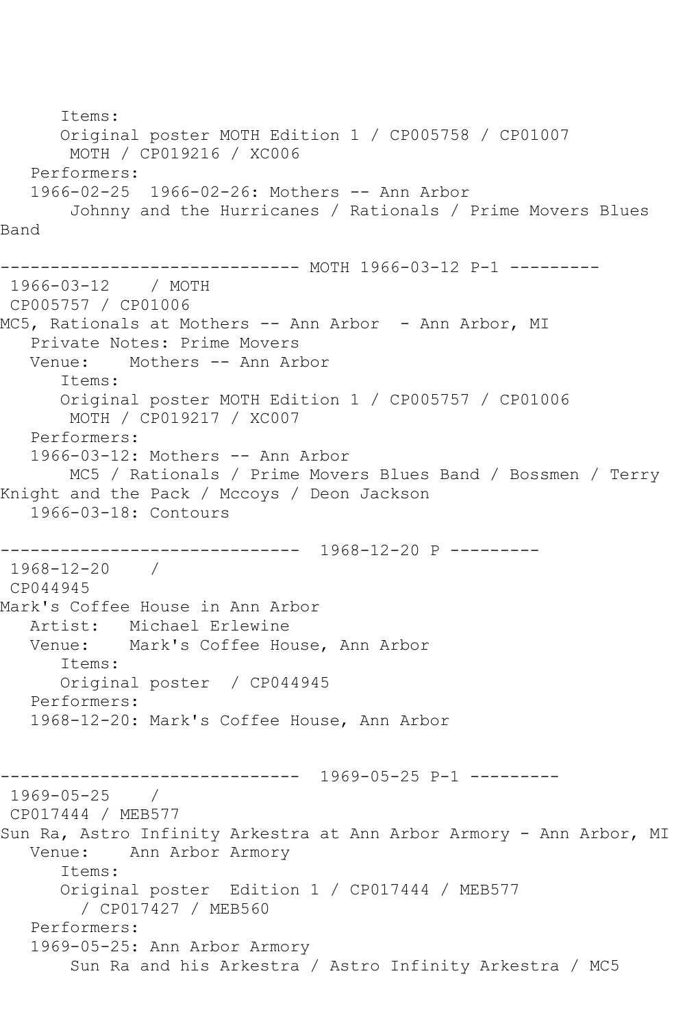Items:
Original poster MOTH Edition 1 / CP005758 / CP01007
MOTH / CP019216 / XC006
Performers:
1966-02-25  1966-02-26: Mothers -- Ann Arbor
Johnny and the Hurricanes / Rationals / Prime Movers Blues Band

------------------------------ MOTH 1966-03-12 P-1 ---------

1966-03-12    / MOTH
CP005757 / CP01006
MC5, Rationals at Mothers -- Ann Arbor  - Ann Arbor, MI
Private Notes: Prime Movers
Venue:    Mothers -- Ann Arbor
Items:
Original poster MOTH Edition 1 / CP005757 / CP01006
MOTH / CP019217 / XC007
Performers:
1966-03-12: Mothers -- Ann Arbor
MC5 / Rationals / Prime Movers Blues Band / Bossmen / Terry Knight and the Pack / Mccoys / Deon Jackson
1966-03-18: Contours

------------------------------  1968-12-20 P ---------

1968-12-20    /
CP044945
Mark's Coffee House in Ann Arbor
Artist:   Michael Erlewine
Venue:    Mark's Coffee House, Ann Arbor
Items:
Original poster  / CP044945
Performers:
1968-12-20: Mark's Coffee House, Ann Arbor

------------------------------  1969-05-25 P-1 ---------

1969-05-25    /
CP017444 / MEB577
Sun Ra, Astro Infinity Arkestra at Ann Arbor Armory - Ann Arbor, MI
Venue:    Ann Arbor Armory
Items:
Original poster  Edition 1 / CP017444 / MEB577
/ CP017427 / MEB560
Performers:
1969-05-25: Ann Arbor Armory
Sun Ra and his Arkestra / Astro Infinity Arkestra / MC5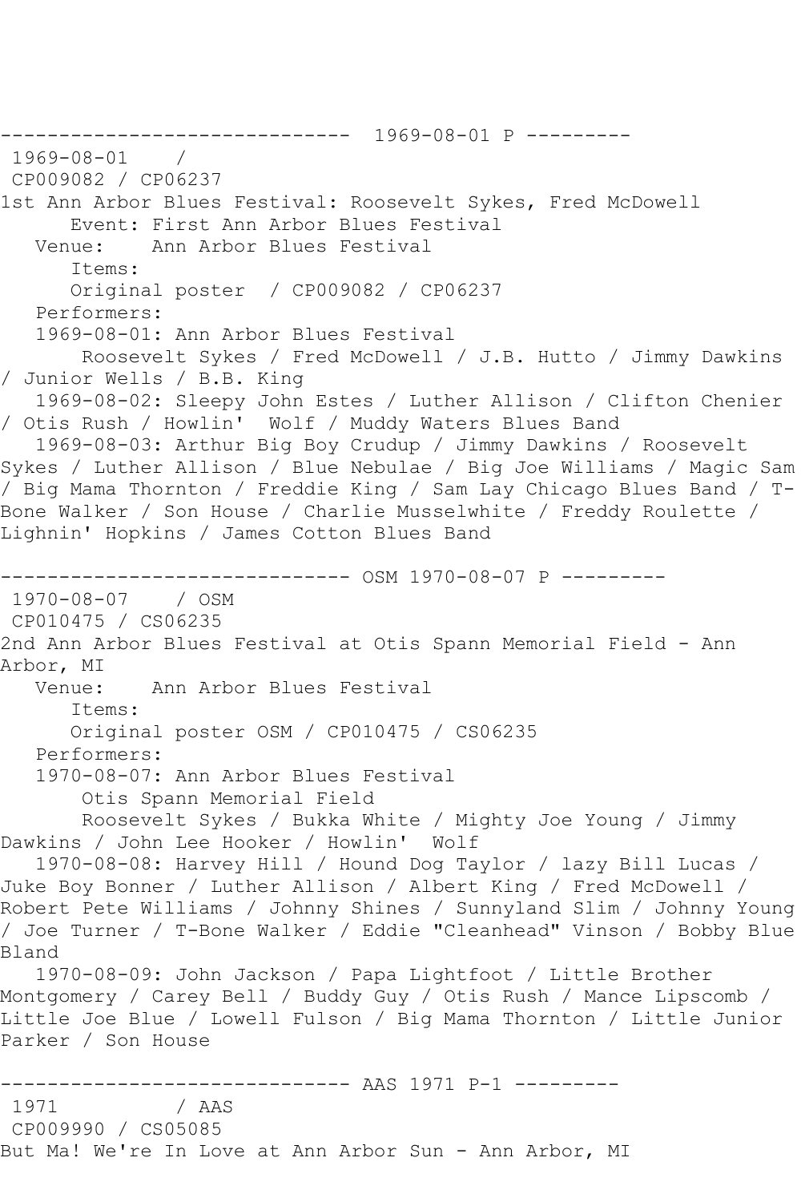------------------------------ 1969-08-01 P ---------

1969-08-01 /

CP009082 / CP06237

1st Ann Arbor Blues Festival: Roosevelt Sykes, Fred McDowell

Event: First Ann Arbor Blues Festival

Venue: Ann Arbor Blues Festival

Items:

Original poster / CP009082 / CP06237

Performers:

1969-08-01: Ann Arbor Blues Festival

Roosevelt Sykes / Fred McDowell / J.B. Hutto / Jimmy Dawkins / Junior Wells / B.B. King

1969-08-02: Sleepy John Estes / Luther Allison / Clifton Chenier / Otis Rush / Howlin' Wolf / Muddy Waters Blues Band

1969-08-03: Arthur Big Boy Crudup / Jimmy Dawkins / Roosevelt Sykes / Luther Allison / Blue Nebulae / Big Joe Williams / Magic Sam / Big Mama Thornton / Freddie King / Sam Lay Chicago Blues Band / T-Bone Walker / Son House / Charlie Musselwhite / Freddy Roulette / Lighnin' Hopkins / James Cotton Blues Band

------------------------------ OSM 1970-08-07 P ---------

1970-08-07 / OSM

CP010475 / CS06235

2nd Ann Arbor Blues Festival at Otis Spann Memorial Field - Ann Arbor, MI

Venue: Ann Arbor Blues Festival

Items:

Original poster OSM / CP010475 / CS06235

Performers:

1970-08-07: Ann Arbor Blues Festival

Otis Spann Memorial Field

Roosevelt Sykes / Bukka White / Mighty Joe Young / Jimmy Dawkins / John Lee Hooker / Howlin' Wolf

1970-08-08: Harvey Hill / Hound Dog Taylor / lazy Bill Lucas / Juke Boy Bonner / Luther Allison / Albert King / Fred McDowell / Robert Pete Williams / Johnny Shines / Sunnyland Slim / Johnny Young / Joe Turner / T-Bone Walker / Eddie "Cleanhead" Vinson / Bobby Blue Bland

1970-08-09: John Jackson / Papa Lightfoot / Little Brother Montgomery / Carey Bell / Buddy Guy / Otis Rush / Mance Lipscomb / Little Joe Blue / Lowell Fulson / Big Mama Thornton / Little Junior Parker / Son House

------------------------------ AAS 1971 P-1 ---------

1971 / AAS

CP009990 / CS05085

But Ma! We're In Love at Ann Arbor Sun - Ann Arbor, MI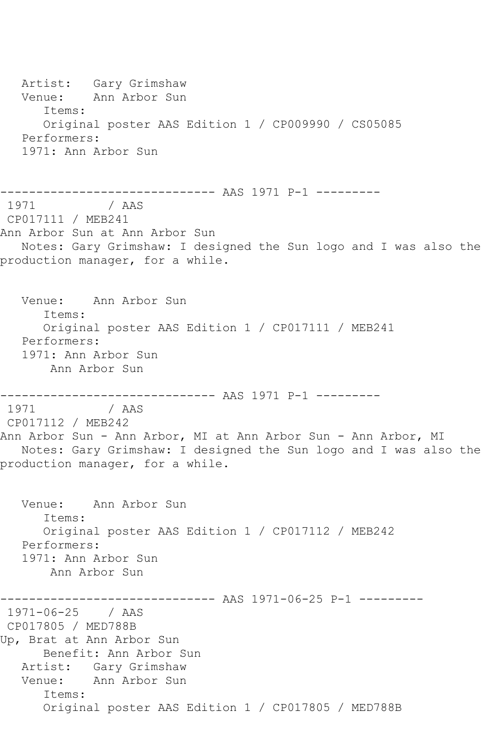```
   Artist:   Gary Grimshaw
   Venue:    Ann Arbor Sun
      Items:
      Original poster AAS Edition 1 / CP009990 / CS05085
   Performers:
   1971: Ann Arbor Sun


------------------------------ AAS 1971 P-1 ---------
 1971           / AAS
 CP017111 / MEB241
Ann Arbor Sun at Ann Arbor Sun
   Notes: Gary Grimshaw: I designed the Sun logo and I was also the
production manager, for a while.


   Venue:    Ann Arbor Sun
      Items:
      Original poster AAS Edition 1 / CP017111 / MEB241
   Performers:
   1971: Ann Arbor Sun
       Ann Arbor Sun

------------------------------ AAS 1971 P-1 ---------
 1971           / AAS
 CP017112 / MEB242
Ann Arbor Sun - Ann Arbor, MI at Ann Arbor Sun - Ann Arbor, MI
   Notes: Gary Grimshaw: I designed the Sun logo and I was also the
production manager, for a while.


   Venue:    Ann Arbor Sun
      Items:
      Original poster AAS Edition 1 / CP017112 / MEB242
   Performers:
   1971: Ann Arbor Sun
       Ann Arbor Sun

------------------------------ AAS 1971-06-25 P-1 ---------
 1971-06-25    / AAS
 CP017805 / MED788B
Up, Brat at Ann Arbor Sun
      Benefit: Ann Arbor Sun
   Artist:   Gary Grimshaw
   Venue:    Ann Arbor Sun
      Items:
      Original poster AAS Edition 1 / CP017805 / MED788B
```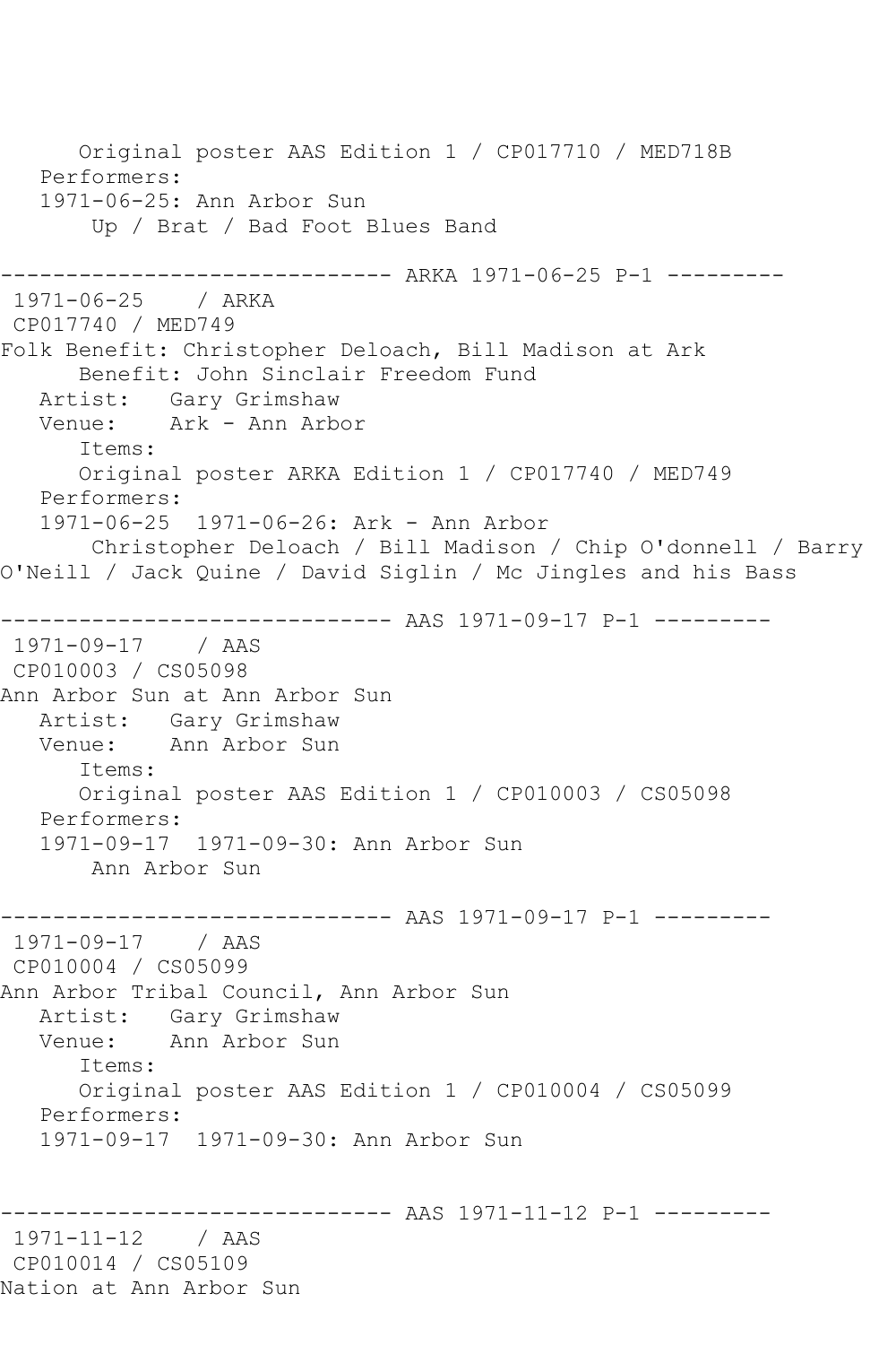Original poster AAS Edition 1 / CP017710 / MED718B
Performers:
1971-06-25: Ann Arbor Sun
Up / Brat / Bad Foot Blues Band

------------------------------ ARKA 1971-06-25 P-1 ---------
1971-06-25 / ARKA
CP017740 / MED749
Folk Benefit: Christopher Deloach, Bill Madison at Ark
Benefit: John Sinclair Freedom Fund
Artist: Gary Grimshaw
Venue: Ark - Ann Arbor
Items:
Original poster ARKA Edition 1 / CP017740 / MED749
Performers:
1971-06-25 1971-06-26: Ark - Ann Arbor
Christopher Deloach / Bill Madison / Chip O'donnell / Barry O'Neill / Jack Quine / David Siglin / Mc Jingles and his Bass

------------------------------ AAS 1971-09-17 P-1 ---------
1971-09-17 / AAS
CP010003 / CS05098
Ann Arbor Sun at Ann Arbor Sun
Artist: Gary Grimshaw
Venue: Ann Arbor Sun
Items:
Original poster AAS Edition 1 / CP010003 / CS05098
Performers:
1971-09-17 1971-09-30: Ann Arbor Sun
Ann Arbor Sun

------------------------------ AAS 1971-09-17 P-1 ---------
1971-09-17 / AAS
CP010004 / CS05099
Ann Arbor Tribal Council, Ann Arbor Sun
Artist: Gary Grimshaw
Venue: Ann Arbor Sun
Items:
Original poster AAS Edition 1 / CP010004 / CS05099
Performers:
1971-09-17 1971-09-30: Ann Arbor Sun

------------------------------ AAS 1971-11-12 P-1 ---------
1971-11-12 / AAS
CP010014 / CS05109
Nation at Ann Arbor Sun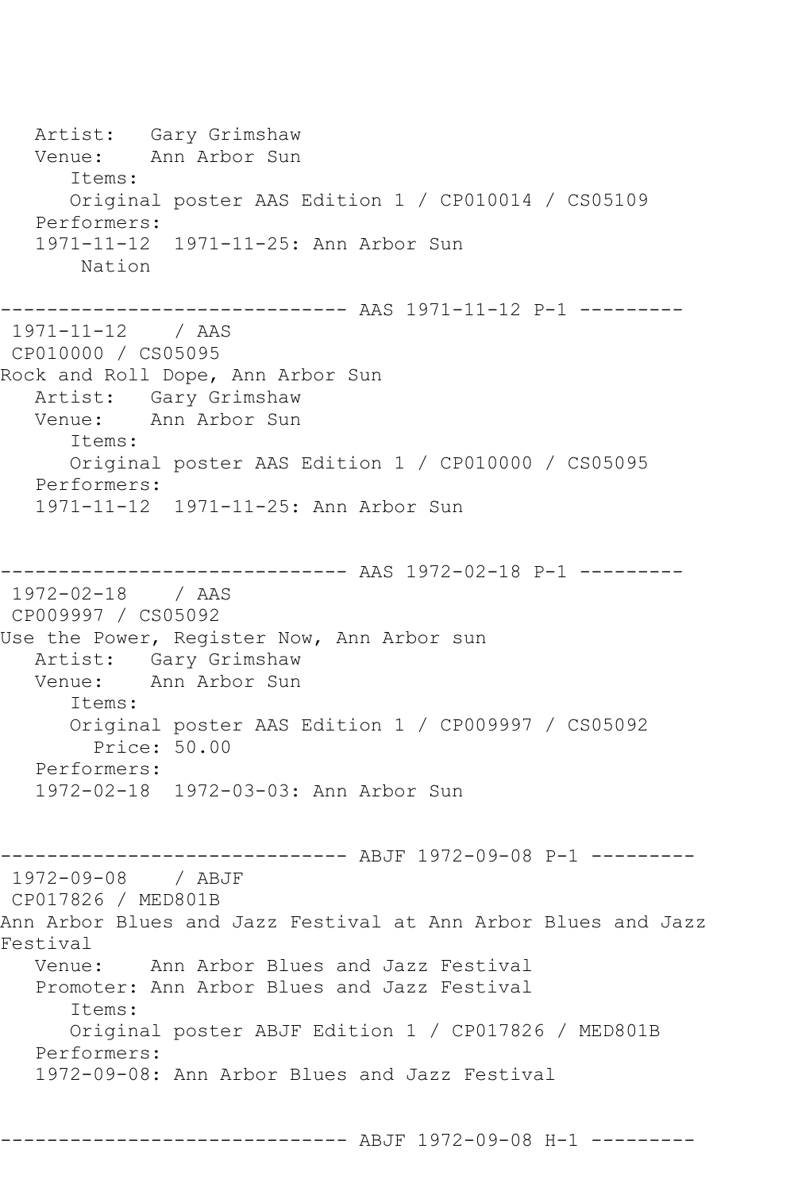```
   Artist:   Gary Grimshaw
   Venue:    Ann Arbor Sun
      Items:
      Original poster AAS Edition 1 / CP010014 / CS05109
   Performers:
   1971-11-12  1971-11-25: Ann Arbor Sun
       Nation

------------------------------ AAS 1971-11-12 P-1 ---------
 1971-11-12    / AAS
 CP010000 / CS05095
Rock and Roll Dope, Ann Arbor Sun
   Artist:   Gary Grimshaw
   Venue:    Ann Arbor Sun
      Items:
      Original poster AAS Edition 1 / CP010000 / CS05095
   Performers:
   1971-11-12  1971-11-25: Ann Arbor Sun


------------------------------ AAS 1972-02-18 P-1 ---------
 1972-02-18    / AAS
 CP009997 / CS05092
Use the Power, Register Now, Ann Arbor sun
   Artist:   Gary Grimshaw
   Venue:    Ann Arbor Sun
      Items:
      Original poster AAS Edition 1 / CP009997 / CS05092
        Price: 50.00
   Performers:
   1972-02-18  1972-03-03: Ann Arbor Sun


------------------------------ ABJF 1972-09-08 P-1 ---------
 1972-09-08    / ABJF
 CP017826 / MED801B
Ann Arbor Blues and Jazz Festival at Ann Arbor Blues and Jazz
Festival
   Venue:    Ann Arbor Blues and Jazz Festival
   Promoter: Ann Arbor Blues and Jazz Festival
      Items:
      Original poster ABJF Edition 1 / CP017826 / MED801B
   Performers:
   1972-09-08: Ann Arbor Blues and Jazz Festival


------------------------------ ABJF 1972-09-08 H-1 ---------
```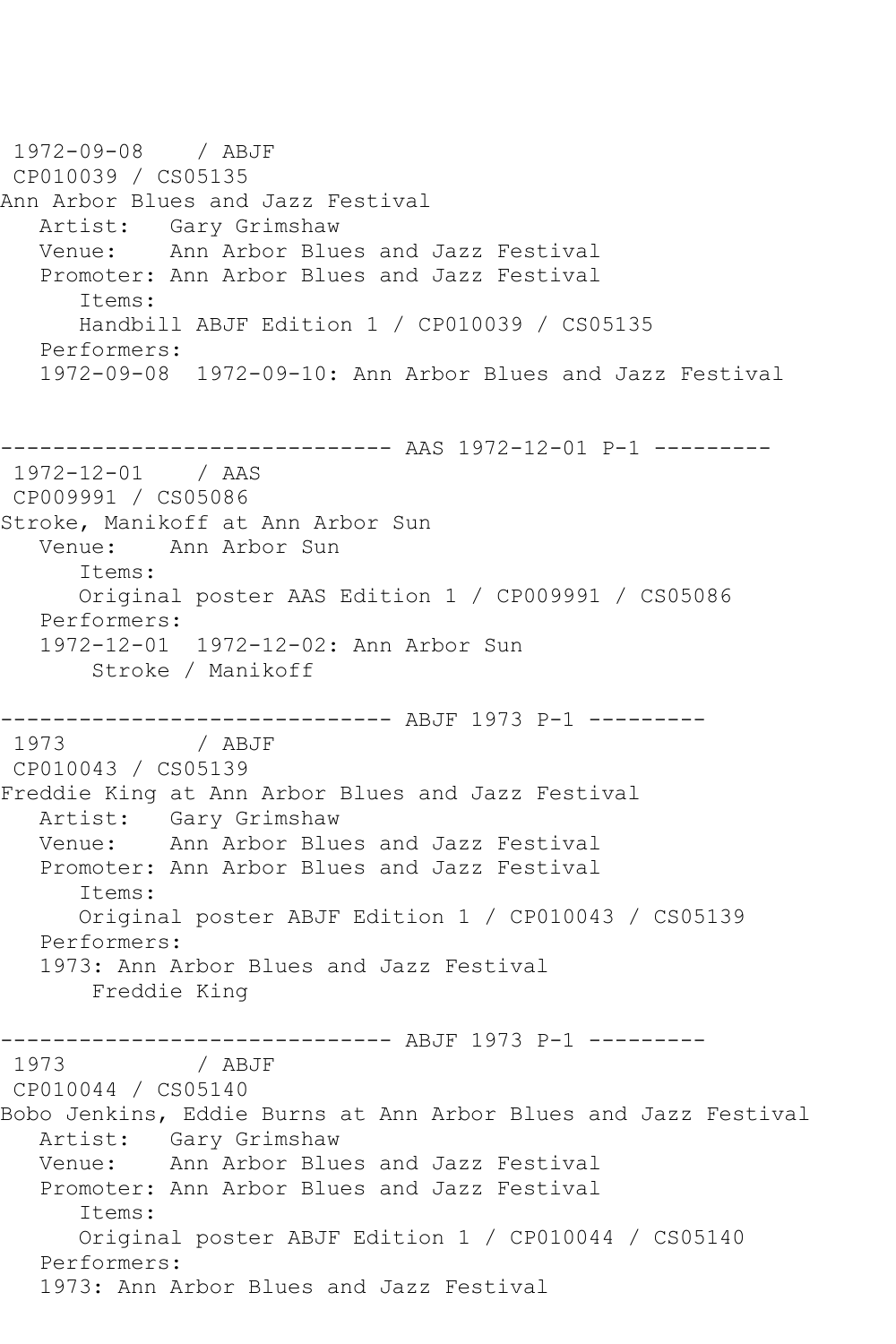1972-09-08 / ABJF
CP010039 / CS05135
Ann Arbor Blues and Jazz Festival
Artist: Gary Grimshaw
Venue: Ann Arbor Blues and Jazz Festival
Promoter: Ann Arbor Blues and Jazz Festival
Items:
Handbill ABJF Edition 1 / CP010039 / CS05135
Performers:
1972-09-08 1972-09-10: Ann Arbor Blues and Jazz Festival

------------------------------ AAS 1972-12-01 P-1 ---------
1972-12-01 / AAS
CP009991 / CS05086
Stroke, Manikoff at Ann Arbor Sun
Venue: Ann Arbor Sun
Items:
Original poster AAS Edition 1 / CP009991 / CS05086
Performers:
1972-12-01 1972-12-02: Ann Arbor Sun
Stroke / Manikoff

------------------------------ ABJF 1973 P-1 ---------
1973 / ABJF
CP010043 / CS05139
Freddie King at Ann Arbor Blues and Jazz Festival
Artist: Gary Grimshaw
Venue: Ann Arbor Blues and Jazz Festival
Promoter: Ann Arbor Blues and Jazz Festival
Items:
Original poster ABJF Edition 1 / CP010043 / CS05139
Performers:
1973: Ann Arbor Blues and Jazz Festival
Freddie King

------------------------------ ABJF 1973 P-1 ---------
1973 / ABJF
CP010044 / CS05140
Bobo Jenkins, Eddie Burns at Ann Arbor Blues and Jazz Festival
Artist: Gary Grimshaw
Venue: Ann Arbor Blues and Jazz Festival
Promoter: Ann Arbor Blues and Jazz Festival
Items:
Original poster ABJF Edition 1 / CP010044 / CS05140
Performers:
1973: Ann Arbor Blues and Jazz Festival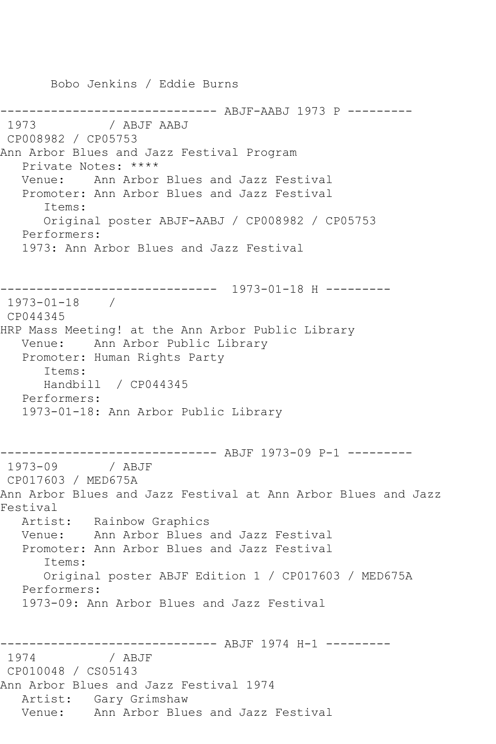Bobo Jenkins / Eddie Burns

```
------------------------------ ABJF-AABJ 1973 P ---------
 1973          / ABJF AABJ
 CP008982 / CP05753
Ann Arbor Blues and Jazz Festival Program
   Private Notes: ****
   Venue:    Ann Arbor Blues and Jazz Festival
   Promoter: Ann Arbor Blues and Jazz Festival
      Items:
      Original poster ABJF-AABJ / CP008982 / CP05753
   Performers:
   1973: Ann Arbor Blues and Jazz Festival


------------------------------  1973-01-18 H ---------
 1973-01-18    /
 CP044345
HRP Mass Meeting! at the Ann Arbor Public Library
   Venue:    Ann Arbor Public Library
   Promoter: Human Rights Party
      Items:
      Handbill  / CP044345
   Performers:
   1973-01-18: Ann Arbor Public Library


------------------------------ ABJF 1973-09 P-1 ---------
 1973-09       / ABJF
 CP017603 / MED675A
Ann Arbor Blues and Jazz Festival at Ann Arbor Blues and Jazz
Festival
   Artist:   Rainbow Graphics
   Venue:    Ann Arbor Blues and Jazz Festival
   Promoter: Ann Arbor Blues and Jazz Festival
      Items:
      Original poster ABJF Edition 1 / CP017603 / MED675A
   Performers:
   1973-09: Ann Arbor Blues and Jazz Festival


------------------------------ ABJF 1974 H-1 ---------
 1974          / ABJF
 CP010048 / CS05143
Ann Arbor Blues and Jazz Festival 1974
   Artist:   Gary Grimshaw
   Venue:    Ann Arbor Blues and Jazz Festival
```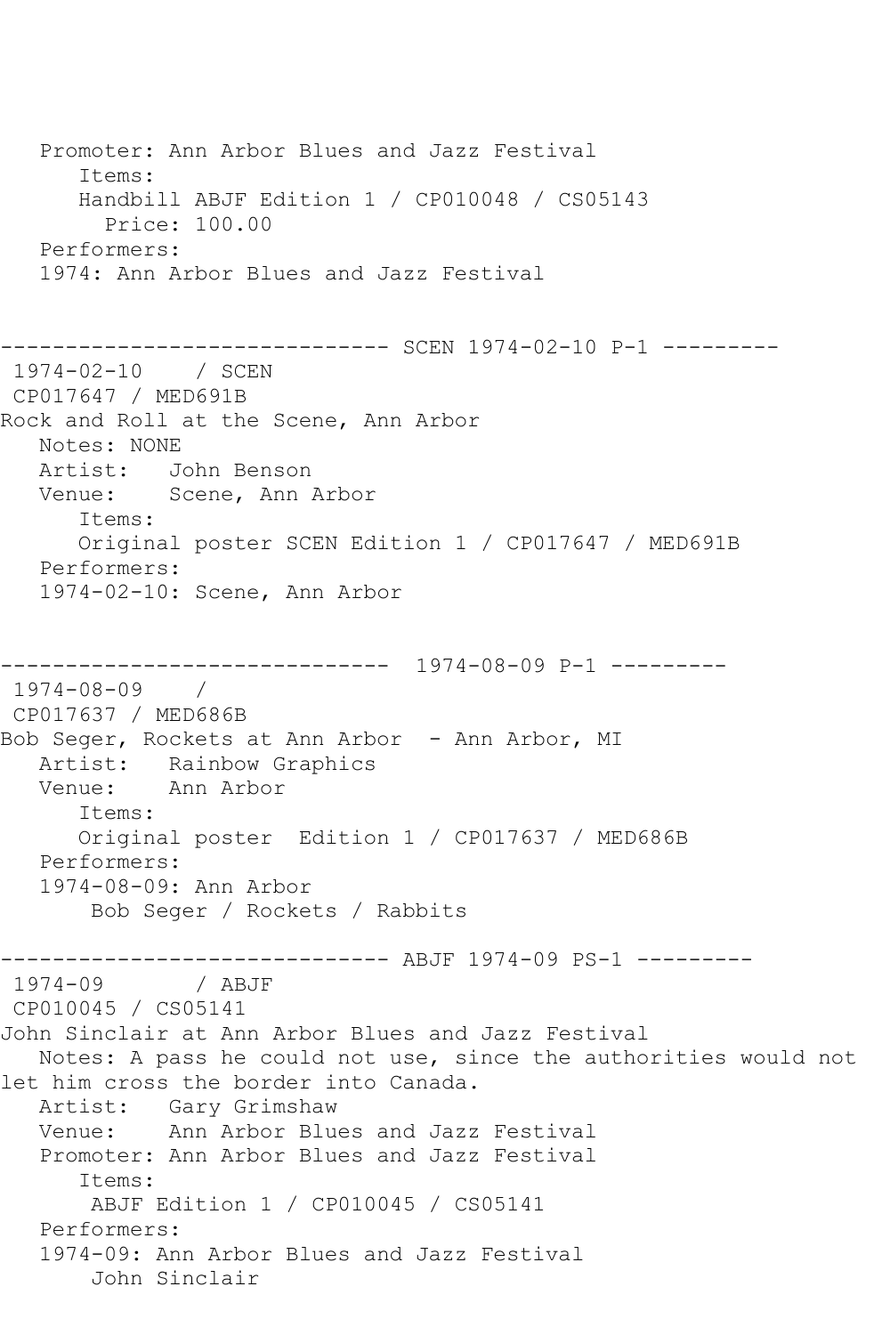```
   Promoter: Ann Arbor Blues and Jazz Festival
      Items:
      Handbill ABJF Edition 1 / CP010048 / CS05143
        Price: 100.00
   Performers:
   1974: Ann Arbor Blues and Jazz Festival


------------------------------ SCEN 1974-02-10 P-1 ---------
 1974-02-10    / SCEN
 CP017647 / MED691B
Rock and Roll at the Scene, Ann Arbor
   Notes: NONE
   Artist:   John Benson
   Venue:    Scene, Ann Arbor
      Items:
      Original poster SCEN Edition 1 / CP017647 / MED691B
   Performers:
   1974-02-10: Scene, Ann Arbor


------------------------------  1974-08-09 P-1 ---------
 1974-08-09    /
 CP017637 / MED686B
Bob Seger, Rockets at Ann Arbor  - Ann Arbor, MI
   Artist:   Rainbow Graphics
   Venue:    Ann Arbor
      Items:
      Original poster  Edition 1 / CP017637 / MED686B
   Performers:
   1974-08-09: Ann Arbor
       Bob Seger / Rockets / Rabbits

------------------------------ ABJF 1974-09 PS-1 ---------
 1974-09       / ABJF
 CP010045 / CS05141
John Sinclair at Ann Arbor Blues and Jazz Festival
   Notes: A pass he could not use, since the authorities would not
let him cross the border into Canada.
   Artist:   Gary Grimshaw
   Venue:    Ann Arbor Blues and Jazz Festival
   Promoter: Ann Arbor Blues and Jazz Festival
      Items:
       ABJF Edition 1 / CP010045 / CS05141
   Performers:
   1974-09: Ann Arbor Blues and Jazz Festival
       John Sinclair
```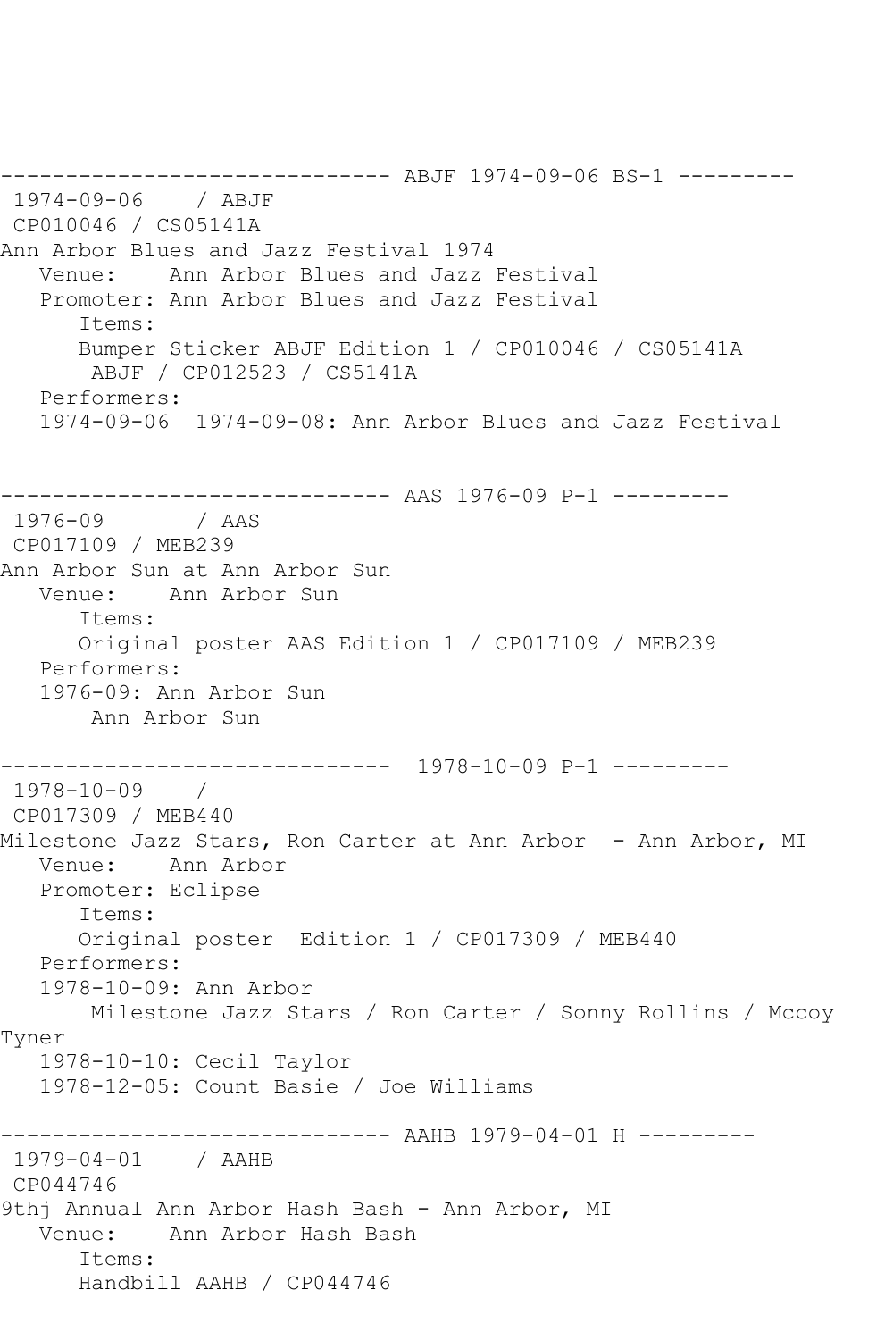```
------------------------------ ABJF 1974-09-06 BS-1 ---------
 1974-09-06    / ABJF
 CP010046 / CS05141A
Ann Arbor Blues and Jazz Festival 1974
   Venue:    Ann Arbor Blues and Jazz Festival
   Promoter: Ann Arbor Blues and Jazz Festival
      Items:
      Bumper Sticker ABJF Edition 1 / CP010046 / CS05141A
       ABJF / CP012523 / CS5141A
   Performers:
   1974-09-06  1974-09-08: Ann Arbor Blues and Jazz Festival


------------------------------ AAS 1976-09 P-1 ---------
 1976-09       / AAS
 CP017109 / MEB239
Ann Arbor Sun at Ann Arbor Sun
   Venue:    Ann Arbor Sun
      Items:
      Original poster AAS Edition 1 / CP017109 / MEB239
   Performers:
   1976-09: Ann Arbor Sun
       Ann Arbor Sun

------------------------------  1978-10-09 P-1 ---------
 1978-10-09    /
 CP017309 / MEB440
Milestone Jazz Stars, Ron Carter at Ann Arbor  - Ann Arbor, MI
   Venue:    Ann Arbor
   Promoter: Eclipse
      Items:
      Original poster  Edition 1 / CP017309 / MEB440
   Performers:
   1978-10-09: Ann Arbor
       Milestone Jazz Stars / Ron Carter / Sonny Rollins / Mccoy
Tyner
   1978-10-10: Cecil Taylor
   1978-12-05: Count Basie / Joe Williams

------------------------------ AAHB 1979-04-01 H ---------
 1979-04-01    / AAHB
 CP044746
9thj Annual Ann Arbor Hash Bash - Ann Arbor, MI
   Venue:    Ann Arbor Hash Bash
      Items:
      Handbill AAHB / CP044746
```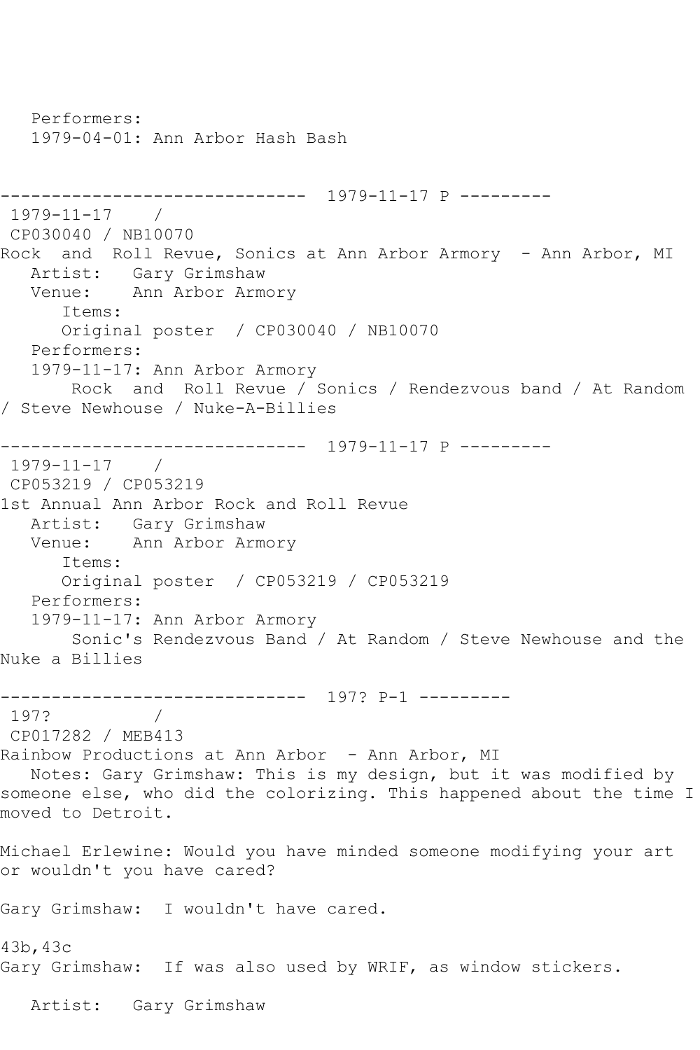Performers:
1979-04-01: Ann Arbor Hash Bash

------------------------------ 1979-11-17 P ---------

1979-11-17 /
CP030040 / NB10070

Rock and Roll Revue, Sonics at Ann Arbor Armory - Ann Arbor, MI

Artist: Gary Grimshaw
Venue: Ann Arbor Armory
Items:
Original poster / CP030040 / NB10070
Performers:
1979-11-17: Ann Arbor Armory
Rock and Roll Revue / Sonics / Rendezvous band / At Random / Steve Newhouse / Nuke-A-Billies

------------------------------ 1979-11-17 P ---------

1979-11-17 /
CP053219 / CP053219

1st Annual Ann Arbor Rock and Roll Revue

Artist: Gary Grimshaw
Venue: Ann Arbor Armory
Items:
Original poster / CP053219 / CP053219
Performers:
1979-11-17: Ann Arbor Armory
Sonic's Rendezvous Band / At Random / Steve Newhouse and the Nuke a Billies

------------------------------ 197? P-1 ---------

197? /
CP017282 / MEB413

Rainbow Productions at Ann Arbor - Ann Arbor, MI

Notes: Gary Grimshaw: This is my design, but it was modified by someone else, who did the colorizing. This happened about the time I moved to Detroit.

Michael Erlewine: Would you have minded someone modifying your art or wouldn't you have cared?

Gary Grimshaw: I wouldn't have cared.

43b,43c
Gary Grimshaw: If was also used by WRIF, as window stickers.

Artist: Gary Grimshaw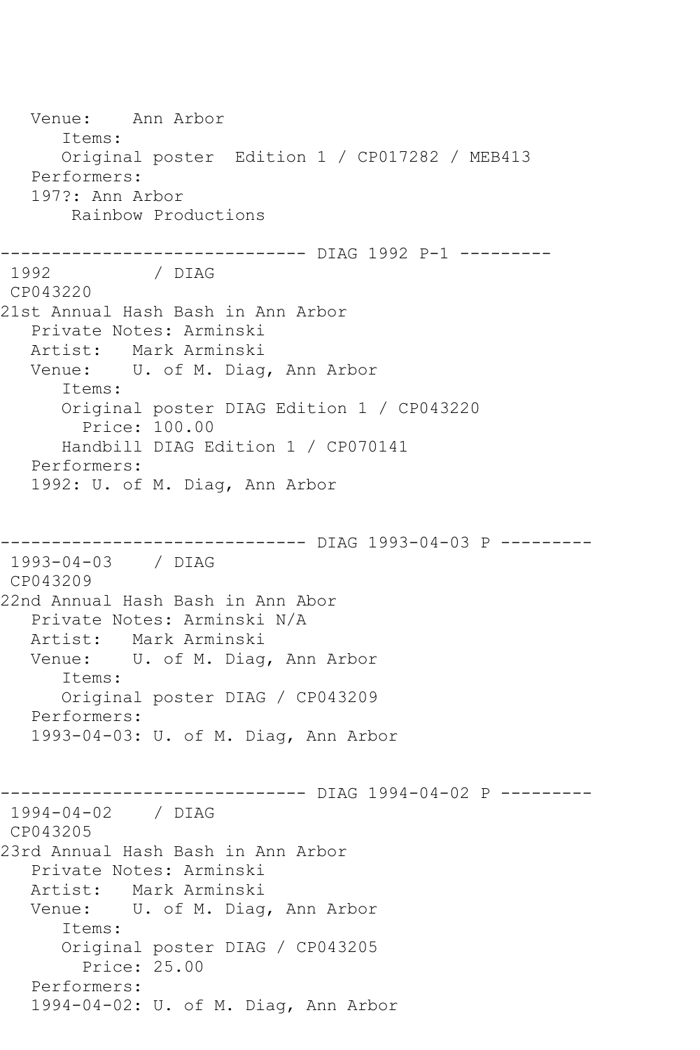```
   Venue:    Ann Arbor
      Items:
      Original poster  Edition 1 / CP017282 / MEB413
   Performers:
   197?: Ann Arbor
       Rainbow Productions

------------------------------ DIAG 1992 P-1 ---------
 1992          / DIAG
 CP043220
21st Annual Hash Bash in Ann Arbor
   Private Notes: Arminski
   Artist:   Mark Arminski
   Venue:    U. of M. Diag, Ann Arbor
      Items:
      Original poster DIAG Edition 1 / CP043220
        Price: 100.00
      Handbill DIAG Edition 1 / CP070141
   Performers:
   1992: U. of M. Diag, Ann Arbor


------------------------------ DIAG 1993-04-03 P ---------
 1993-04-03    / DIAG
 CP043209
22nd Annual Hash Bash in Ann Abor
   Private Notes: Arminski N/A
   Artist:   Mark Arminski
   Venue:    U. of M. Diag, Ann Arbor
      Items:
      Original poster DIAG / CP043209
   Performers:
   1993-04-03: U. of M. Diag, Ann Arbor


------------------------------ DIAG 1994-04-02 P ---------
 1994-04-02    / DIAG
 CP043205
23rd Annual Hash Bash in Ann Arbor
   Private Notes: Arminski
   Artist:   Mark Arminski
   Venue:    U. of M. Diag, Ann Arbor
      Items:
      Original poster DIAG / CP043205
        Price: 25.00
   Performers:
   1994-04-02: U. of M. Diag, Ann Arbor
```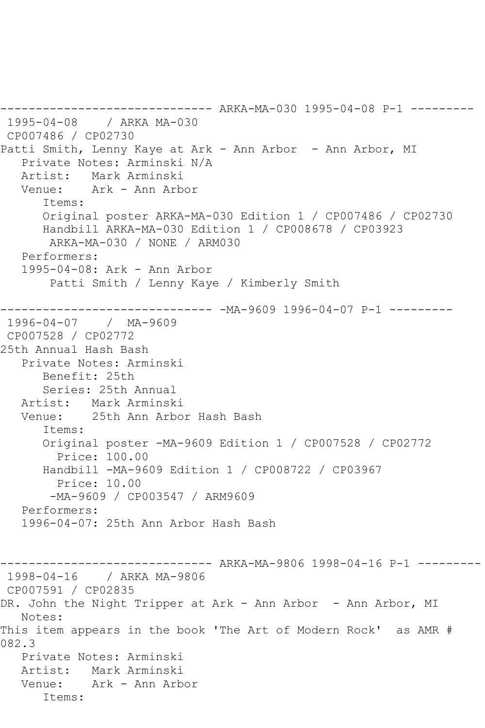------------------------------ ARKA-MA-030 1995-04-08 P-1 ---------

1995-04-08 / ARKA MA-030

CP007486 / CP02730

Patti Smith, Lenny Kaye at Ark - Ann Arbor - Ann Arbor, MI

Private Notes: Arminski N/A

Artist: Mark Arminski

Venue: Ark - Ann Arbor

Items:

Original poster ARKA-MA-030 Edition 1 / CP007486 / CP02730

Handbill ARKA-MA-030 Edition 1 / CP008678 / CP03923

ARKA-MA-030 / NONE / ARM030

Performers:

1995-04-08: Ark - Ann Arbor

Patti Smith / Lenny Kaye / Kimberly Smith

------------------------------ -MA-9609 1996-04-07 P-1 ---------

1996-04-07 / MA-9609

CP007528 / CP02772

25th Annual Hash Bash

Private Notes: Arminski

Benefit: 25th

Series: 25th Annual

Artist: Mark Arminski

Venue: 25th Ann Arbor Hash Bash

Items:

Original poster -MA-9609 Edition 1 / CP007528 / CP02772

Price: 100.00

Handbill -MA-9609 Edition 1 / CP008722 / CP03967

Price: 10.00

-MA-9609 / CP003547 / ARM9609

Performers:

1996-04-07: 25th Ann Arbor Hash Bash

------------------------------ ARKA-MA-9806 1998-04-16 P-1 ---------

1998-04-16 / ARKA MA-9806

CP007591 / CP02835

DR. John the Night Tripper at Ark - Ann Arbor - Ann Arbor, MI

Notes:

This item appears in the book 'The Art of Modern Rock' as AMR # 082.3

Private Notes: Arminski

Artist: Mark Arminski

Venue: Ark - Ann Arbor

Items: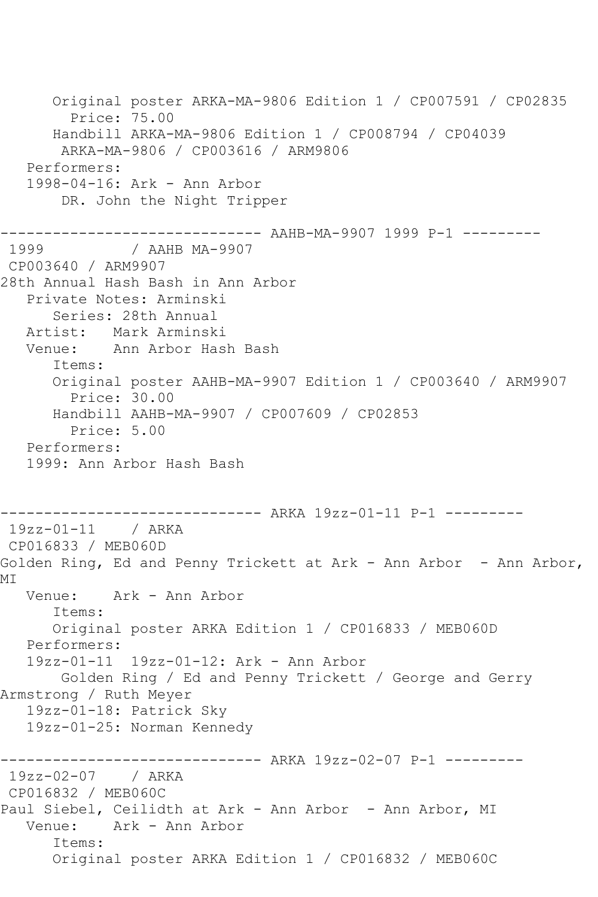```
      Original poster ARKA-MA-9806 Edition 1 / CP007591 / CP02835
        Price: 75.00
      Handbill ARKA-MA-9806 Edition 1 / CP008794 / CP04039
       ARKA-MA-9806 / CP003616 / ARM9806
   Performers:
   1998-04-16: Ark - Ann Arbor
       DR. John the Night Tripper

------------------------------ AAHB-MA-9907 1999 P-1 ---------
 1999          / AAHB MA-9907
 CP003640 / ARM9907
28th Annual Hash Bash in Ann Arbor
   Private Notes: Arminski
      Series: 28th Annual
   Artist:   Mark Arminski
   Venue:    Ann Arbor Hash Bash
      Items:
      Original poster AAHB-MA-9907 Edition 1 / CP003640 / ARM9907
        Price: 30.00
      Handbill AAHB-MA-9907 / CP007609 / CP02853
        Price: 5.00
   Performers:
   1999: Ann Arbor Hash Bash


------------------------------ ARKA 19zz-01-11 P-1 ---------
 19zz-01-11    / ARKA
 CP016833 / MEB060D
Golden Ring, Ed and Penny Trickett at Ark - Ann Arbor  - Ann Arbor,
MI
   Venue:    Ark - Ann Arbor
      Items:
      Original poster ARKA Edition 1 / CP016833 / MEB060D
   Performers:
   19zz-01-11  19zz-01-12: Ark - Ann Arbor
       Golden Ring / Ed and Penny Trickett / George and Gerry
Armstrong / Ruth Meyer
   19zz-01-18: Patrick Sky
   19zz-01-25: Norman Kennedy

------------------------------ ARKA 19zz-02-07 P-1 ---------
 19zz-02-07    / ARKA
 CP016832 / MEB060C
Paul Siebel, Ceilidth at Ark - Ann Arbor  - Ann Arbor, MI
   Venue:    Ark - Ann Arbor
      Items:
      Original poster ARKA Edition 1 / CP016832 / MEB060C
```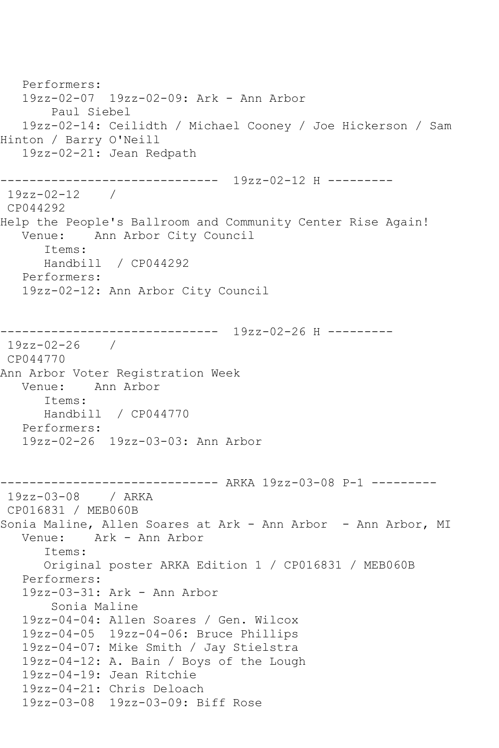```
   Performers:
   19zz-02-07  19zz-02-09: Ark - Ann Arbor
       Paul Siebel
   19zz-02-14: Ceilidth / Michael Cooney / Joe Hickerson / Sam 
Hinton / Barry O'Neill
   19zz-02-21: Jean Redpath

------------------------------  19zz-02-12 H ---------
 19zz-02-12    / 
 CP044292
Help the People's Ballroom and Community Center Rise Again!
   Venue:    Ann Arbor City Council
      Items:
      Handbill  / CP044292
   Performers:
   19zz-02-12: Ann Arbor City Council


------------------------------  19zz-02-26 H ---------
 19zz-02-26    / 
 CP044770
Ann Arbor Voter Registration Week
   Venue:    Ann Arbor
      Items:
      Handbill  / CP044770
   Performers:
   19zz-02-26  19zz-03-03: Ann Arbor


------------------------------ ARKA 19zz-03-08 P-1 ---------
 19zz-03-08    / ARKA
 CP016831 / MEB060B
Sonia Maline, Allen Soares at Ark - Ann Arbor  - Ann Arbor, MI
   Venue:    Ark - Ann Arbor
      Items:
      Original poster ARKA Edition 1 / CP016831 / MEB060B
   Performers:
   19zz-03-31: Ark - Ann Arbor
       Sonia Maline
   19zz-04-04: Allen Soares / Gen. Wilcox
   19zz-04-05  19zz-04-06: Bruce Phillips
   19zz-04-07: Mike Smith / Jay Stielstra
   19zz-04-12: A. Bain / Boys of the Lough
   19zz-04-19: Jean Ritchie
   19zz-04-21: Chris Deloach
   19zz-03-08  19zz-03-09: Biff Rose
```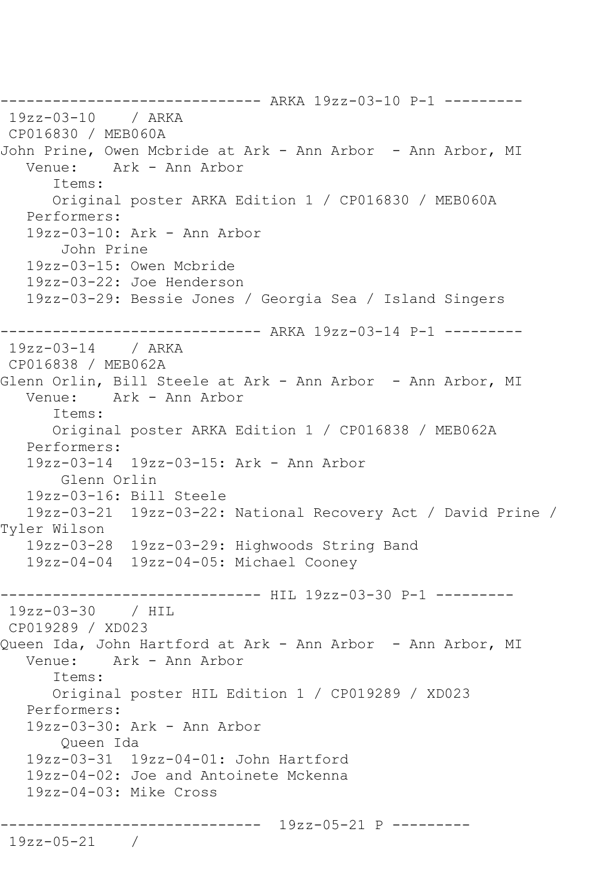```
------------------------------ ARKA 19zz-03-10 P-1 ---------
 19zz-03-10    / ARKA
 CP016830 / MEB060A
John Prine, Owen Mcbride at Ark - Ann Arbor  - Ann Arbor, MI
   Venue:    Ark - Ann Arbor
      Items:
      Original poster ARKA Edition 1 / CP016830 / MEB060A
   Performers:
   19zz-03-10: Ark - Ann Arbor
       John Prine
   19zz-03-15: Owen Mcbride
   19zz-03-22: Joe Henderson
   19zz-03-29: Bessie Jones / Georgia Sea / Island Singers

------------------------------ ARKA 19zz-03-14 P-1 ---------
 19zz-03-14    / ARKA
 CP016838 / MEB062A
Glenn Orlin, Bill Steele at Ark - Ann Arbor  - Ann Arbor, MI
   Venue:    Ark - Ann Arbor
      Items:
      Original poster ARKA Edition 1 / CP016838 / MEB062A
   Performers:
   19zz-03-14  19zz-03-15: Ark - Ann Arbor
       Glenn Orlin
   19zz-03-16: Bill Steele
   19zz-03-21  19zz-03-22: National Recovery Act / David Prine /
Tyler Wilson
   19zz-03-28  19zz-03-29: Highwoods String Band
   19zz-04-04  19zz-04-05: Michael Cooney

------------------------------ HIL 19zz-03-30 P-1 ---------
 19zz-03-30    / HIL
 CP019289 / XD023
Queen Ida, John Hartford at Ark - Ann Arbor  - Ann Arbor, MI
   Venue:    Ark - Ann Arbor
      Items:
      Original poster HIL Edition 1 / CP019289 / XD023
   Performers:
   19zz-03-30: Ark - Ann Arbor
       Queen Ida
   19zz-03-31  19zz-04-01: John Hartford
   19zz-04-02: Joe and Antoinete Mckenna
   19zz-04-03: Mike Cross

------------------------------  19zz-05-21 P ---------
 19zz-05-21    /
```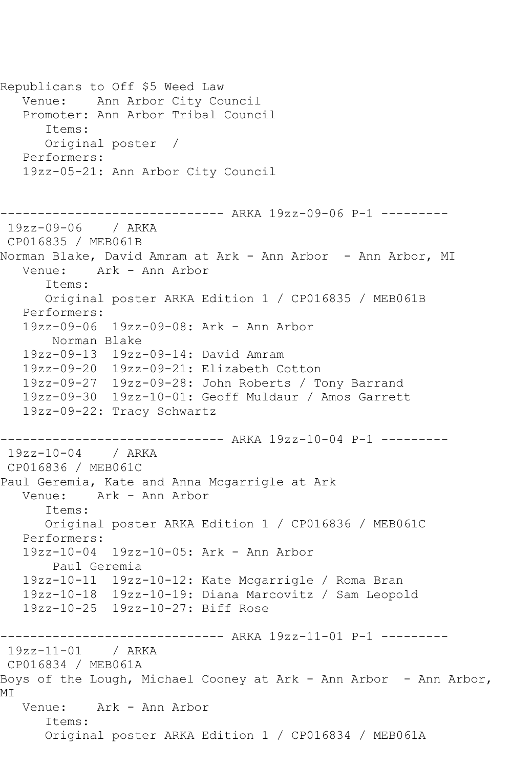Republicans to Off $5 Weed Law
   Venue:    Ann Arbor City Council
   Promoter: Ann Arbor Tribal Council
      Items:
      Original poster  /
   Performers:
   19zz-05-21: Ann Arbor City Council

------------------------------ ARKA 19zz-09-06 P-1 ---------
 19zz-09-06    / ARKA
 CP016835 / MEB061B
Norman Blake, David Amram at Ark - Ann Arbor  - Ann Arbor, MI
   Venue:    Ark - Ann Arbor
      Items:
      Original poster ARKA Edition 1 / CP016835 / MEB061B
   Performers:
   19zz-09-06  19zz-09-08: Ark - Ann Arbor
       Norman Blake
   19zz-09-13  19zz-09-14: David Amram
   19zz-09-20  19zz-09-21: Elizabeth Cotton
   19zz-09-27  19zz-09-28: John Roberts / Tony Barrand
   19zz-09-30  19zz-10-01: Geoff Muldaur / Amos Garrett
   19zz-09-22: Tracy Schwartz

------------------------------ ARKA 19zz-10-04 P-1 ---------
 19zz-10-04    / ARKA
 CP016836 / MEB061C
Paul Geremia, Kate and Anna Mcgarrigle at Ark
   Venue:    Ark - Ann Arbor
      Items:
      Original poster ARKA Edition 1 / CP016836 / MEB061C
   Performers:
   19zz-10-04  19zz-10-05: Ark - Ann Arbor
       Paul Geremia
   19zz-10-11  19zz-10-12: Kate Mcgarrigle / Roma Bran
   19zz-10-18  19zz-10-19: Diana Marcovitz / Sam Leopold
   19zz-10-25  19zz-10-27: Biff Rose

------------------------------ ARKA 19zz-11-01 P-1 ---------
 19zz-11-01    / ARKA
 CP016834 / MEB061A
Boys of the Lough, Michael Cooney at Ark - Ann Arbor  - Ann Arbor, MI
   Venue:    Ark - Ann Arbor
      Items:
      Original poster ARKA Edition 1 / CP016834 / MEB061A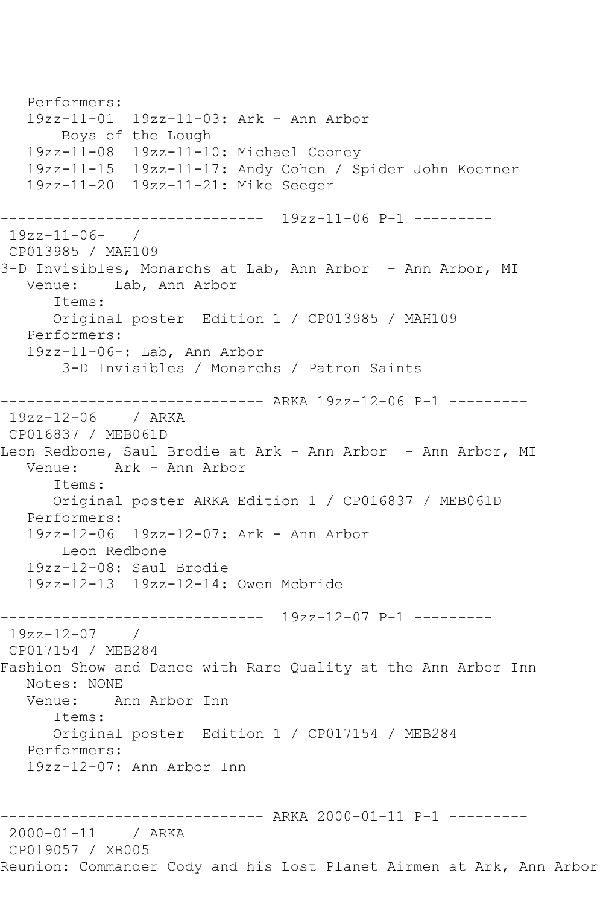```
   Performers:
   19zz-11-01  19zz-11-03: Ark - Ann Arbor
       Boys of the Lough
   19zz-11-08  19zz-11-10: Michael Cooney
   19zz-11-15  19zz-11-17: Andy Cohen / Spider John Koerner
   19zz-11-20  19zz-11-21: Mike Seeger

------------------------------  19zz-11-06 P-1 ---------
 19zz-11-06-   /
 CP013985 / MAH109
3-D Invisibles, Monarchs at Lab, Ann Arbor  - Ann Arbor, MI
   Venue:    Lab, Ann Arbor
      Items:
      Original poster  Edition 1 / CP013985 / MAH109
   Performers:
   19zz-11-06-: Lab, Ann Arbor
       3-D Invisibles / Monarchs / Patron Saints

------------------------------ ARKA 19zz-12-06 P-1 ---------
 19zz-12-06    / ARKA
 CP016837 / MEB061D
Leon Redbone, Saul Brodie at Ark - Ann Arbor  - Ann Arbor, MI
   Venue:    Ark - Ann Arbor
      Items:
      Original poster ARKA Edition 1 / CP016837 / MEB061D
   Performers:
   19zz-12-06  19zz-12-07: Ark - Ann Arbor
       Leon Redbone
   19zz-12-08: Saul Brodie
   19zz-12-13  19zz-12-14: Owen Mcbride

------------------------------  19zz-12-07 P-1 ---------
 19zz-12-07    /
 CP017154 / MEB284
Fashion Show and Dance with Rare Quality at the Ann Arbor Inn
   Notes: NONE
   Venue:    Ann Arbor Inn
      Items:
      Original poster  Edition 1 / CP017154 / MEB284
   Performers:
   19zz-12-07: Ann Arbor Inn


------------------------------ ARKA 2000-01-11 P-1 ---------
 2000-01-11    / ARKA
 CP019057 / XB005
Reunion: Commander Cody and his Lost Planet Airmen at Ark, Ann Arbor
```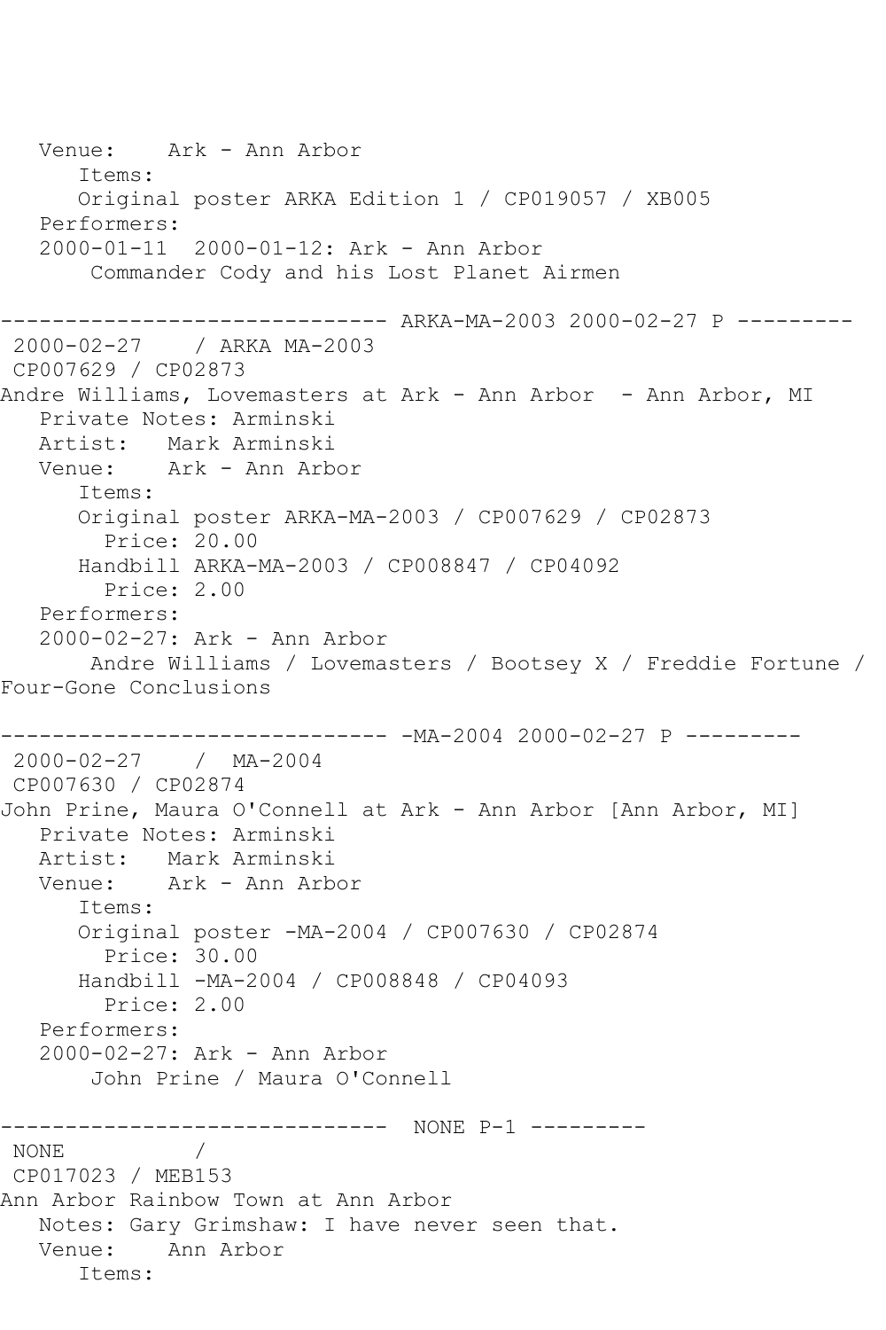```
   Venue:    Ark - Ann Arbor
      Items:
      Original poster ARKA Edition 1 / CP019057 / XB005
   Performers:
   2000-01-11  2000-01-12: Ark - Ann Arbor
       Commander Cody and his Lost Planet Airmen

------------------------------ ARKA-MA-2003 2000-02-27 P ---------
 2000-02-27    / ARKA MA-2003
 CP007629 / CP02873
Andre Williams, Lovemasters at Ark - Ann Arbor  - Ann Arbor, MI
   Private Notes: Arminski
   Artist:   Mark Arminski
   Venue:    Ark - Ann Arbor
      Items:
      Original poster ARKA-MA-2003 / CP007629 / CP02873
        Price: 20.00
      Handbill ARKA-MA-2003 / CP008847 / CP04092
        Price: 2.00
   Performers:
   2000-02-27: Ark - Ann Arbor
       Andre Williams / Lovemasters / Bootsey X / Freddie Fortune /
Four-Gone Conclusions

------------------------------ -MA-2004 2000-02-27 P ---------
 2000-02-27    /  MA-2004
 CP007630 / CP02874
John Prine, Maura O'Connell at Ark - Ann Arbor [Ann Arbor, MI]
   Private Notes: Arminski
   Artist:   Mark Arminski
   Venue:    Ark - Ann Arbor
      Items:
      Original poster -MA-2004 / CP007630 / CP02874
        Price: 30.00
      Handbill -MA-2004 / CP008848 / CP04093
        Price: 2.00
   Performers:
   2000-02-27: Ark - Ann Arbor
       John Prine / Maura O'Connell

------------------------------  NONE P-1 ---------
 NONE          /
 CP017023 / MEB153
Ann Arbor Rainbow Town at Ann Arbor
   Notes: Gary Grimshaw: I have never seen that.
   Venue:    Ann Arbor
      Items:
```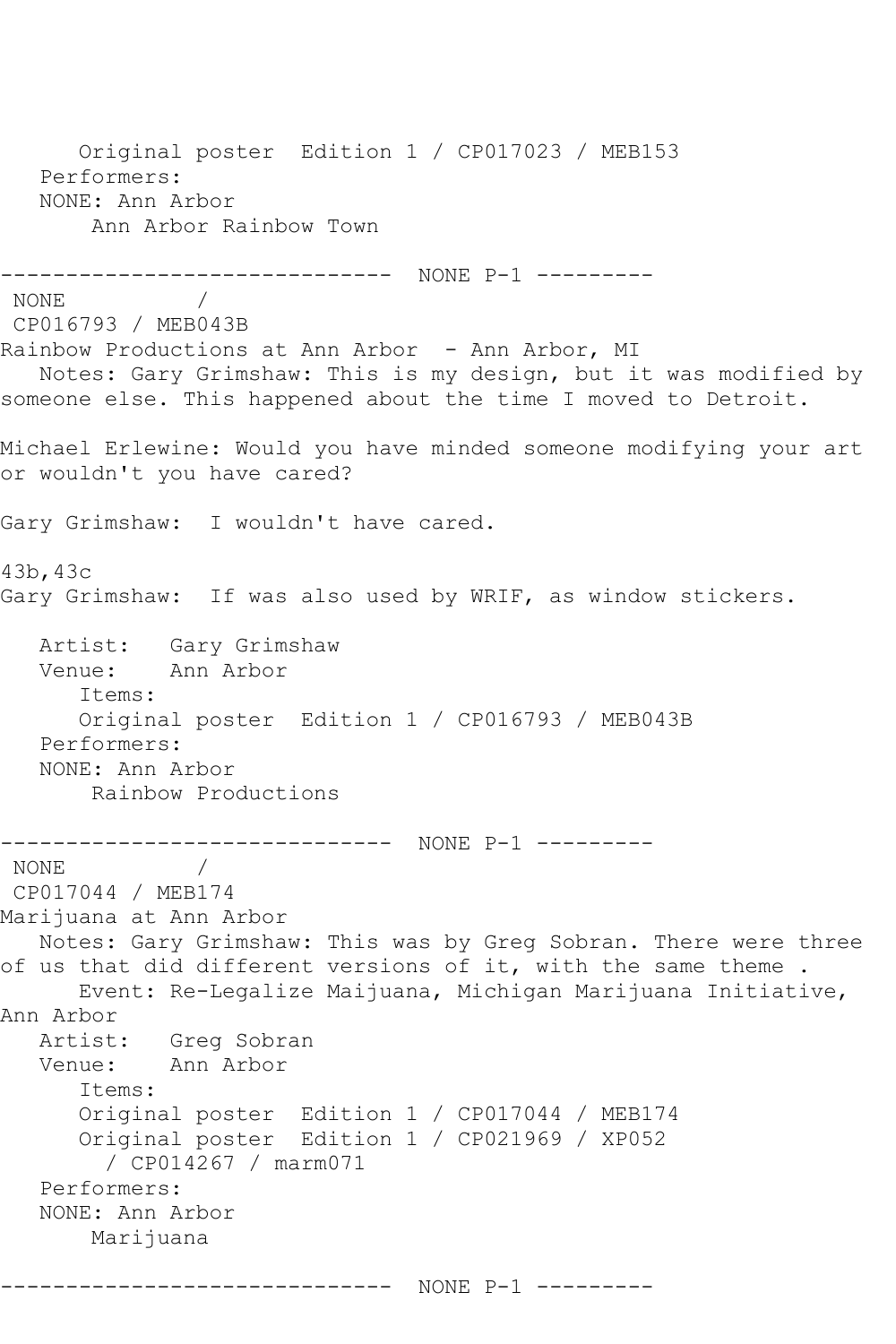Original poster  Edition 1 / CP017023 / MEB153
Performers:
NONE: Ann Arbor
Ann Arbor Rainbow Town

------------------------------ NONE P-1 ---------

NONE /
CP016793 / MEB043B
Rainbow Productions at Ann Arbor - Ann Arbor, MI
Notes: Gary Grimshaw: This is my design, but it was modified by someone else. This happened about the time I moved to Detroit.

Michael Erlewine: Would you have minded someone modifying your art or wouldn't you have cared?

Gary Grimshaw: I wouldn't have cared.

43b,43c
Gary Grimshaw: If was also used by WRIF, as window stickers.

Artist: Gary Grimshaw
Venue: Ann Arbor
Items:
Original poster  Edition 1 / CP016793 / MEB043B
Performers:
NONE: Ann Arbor
Rainbow Productions

------------------------------ NONE P-1 ---------

NONE /
CP017044 / MEB174
Marijuana at Ann Arbor
Notes: Gary Grimshaw: This was by Greg Sobran. There were three of us that did different versions of it, with the same theme .
Event: Re-Legalize Maijuana, Michigan Marijuana Initiative, Ann Arbor
Artist: Greg Sobran
Venue: Ann Arbor
Items:
Original poster  Edition 1 / CP017044 / MEB174
Original poster  Edition 1 / CP021969 / XP052
/ CP014267 / marm071
Performers:
NONE: Ann Arbor
Marijuana

------------------------------ NONE P-1 ---------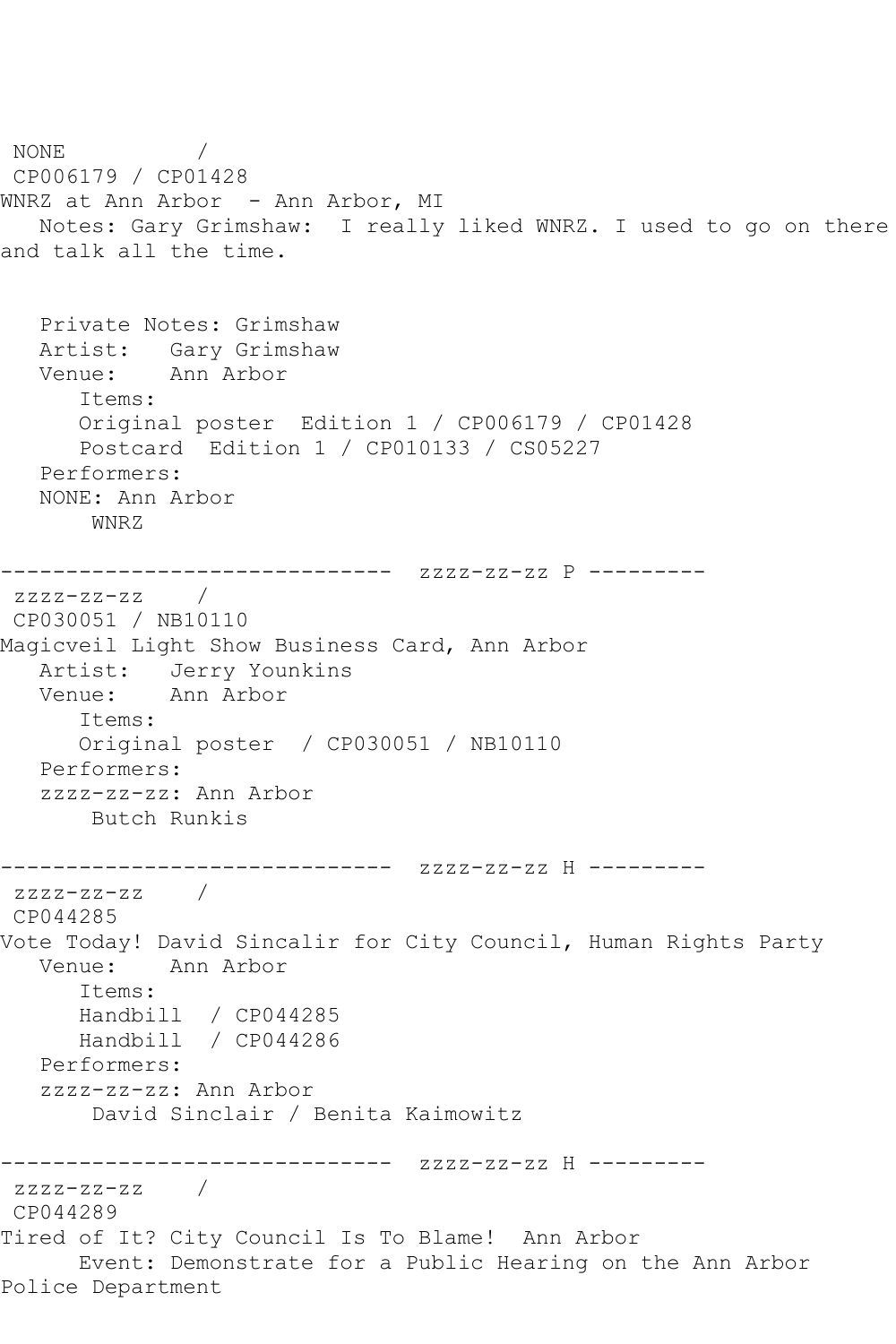NONE /
CP006179 / CP01428
WNRZ at Ann Arbor - Ann Arbor, MI
Notes: Gary Grimshaw: I really liked WNRZ. I used to go on there and talk all the time.

Private Notes: Grimshaw
Artist: Gary Grimshaw
Venue: Ann Arbor
Items:
Original poster Edition 1 / CP006179 / CP01428
Postcard Edition 1 / CP010133 / CS05227
Performers:
NONE: Ann Arbor
WNRZ

------------------------------ zzzz-zz-zz P ---------
zzzz-zz-zz /
CP030051 / NB10110
Magicveil Light Show Business Card, Ann Arbor
Artist: Jerry Younkins
Venue: Ann Arbor
Items:
Original poster / CP030051 / NB10110
Performers:
zzzz-zz-zz: Ann Arbor
Butch Runkis

------------------------------ zzzz-zz-zz H ---------
zzzz-zz-zz /
CP044285
Vote Today! David Sincalir for City Council, Human Rights Party
Venue: Ann Arbor
Items:
Handbill / CP044285
Handbill / CP044286
Performers:
zzzz-zz-zz: Ann Arbor
David Sinclair / Benita Kaimowitz

------------------------------ zzzz-zz-zz H ---------
zzzz-zz-zz /
CP044289
Tired of It? City Council Is To Blame! Ann Arbor
Event: Demonstrate for a Public Hearing on the Ann Arbor Police Department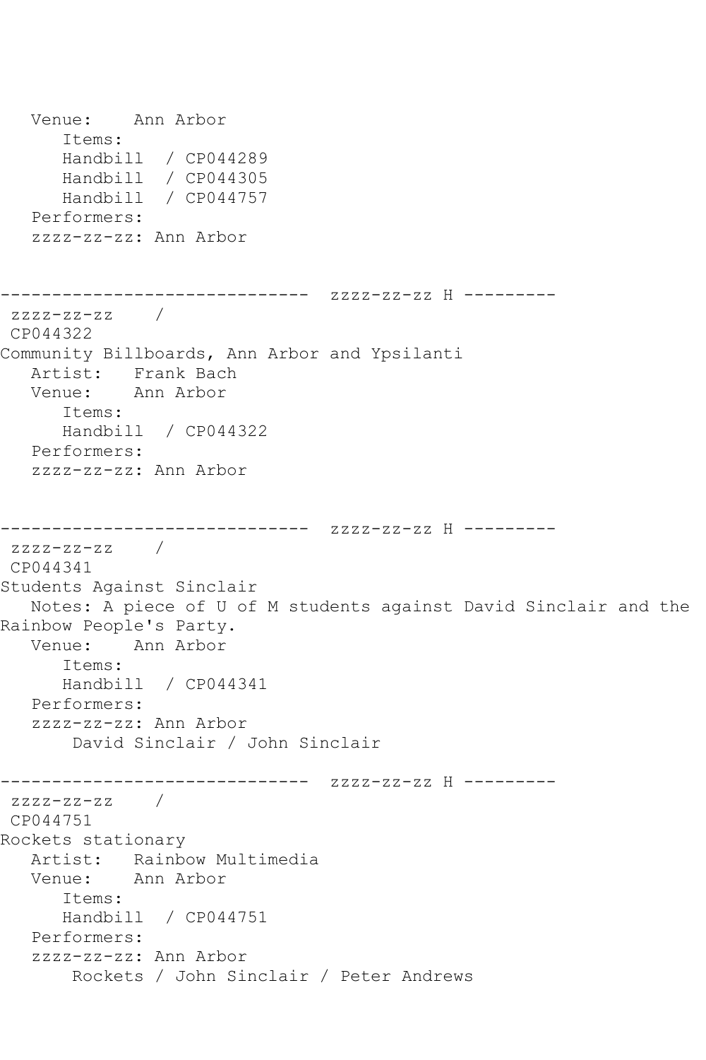```
   Venue:    Ann Arbor
      Items:
      Handbill  / CP044289
      Handbill  / CP044305
      Handbill  / CP044757
   Performers:
   zzzz-zz-zz: Ann Arbor


------------------------------  zzzz-zz-zz H ---------
 zzzz-zz-zz    /
 CP044322
Community Billboards, Ann Arbor and Ypsilanti
   Artist:   Frank Bach
   Venue:    Ann Arbor
      Items:
      Handbill  / CP044322
   Performers:
   zzzz-zz-zz: Ann Arbor


------------------------------  zzzz-zz-zz H ---------
 zzzz-zz-zz    /
 CP044341
Students Against Sinclair
   Notes: A piece of U of M students against David Sinclair and the
Rainbow People's Party.
   Venue:    Ann Arbor
      Items:
      Handbill  / CP044341
   Performers:
   zzzz-zz-zz: Ann Arbor
       David Sinclair / John Sinclair

------------------------------  zzzz-zz-zz H ---------
 zzzz-zz-zz    /
 CP044751
Rockets stationary
   Artist:   Rainbow Multimedia
   Venue:    Ann Arbor
      Items:
      Handbill  / CP044751
   Performers:
   zzzz-zz-zz: Ann Arbor
       Rockets / John Sinclair / Peter Andrews
```